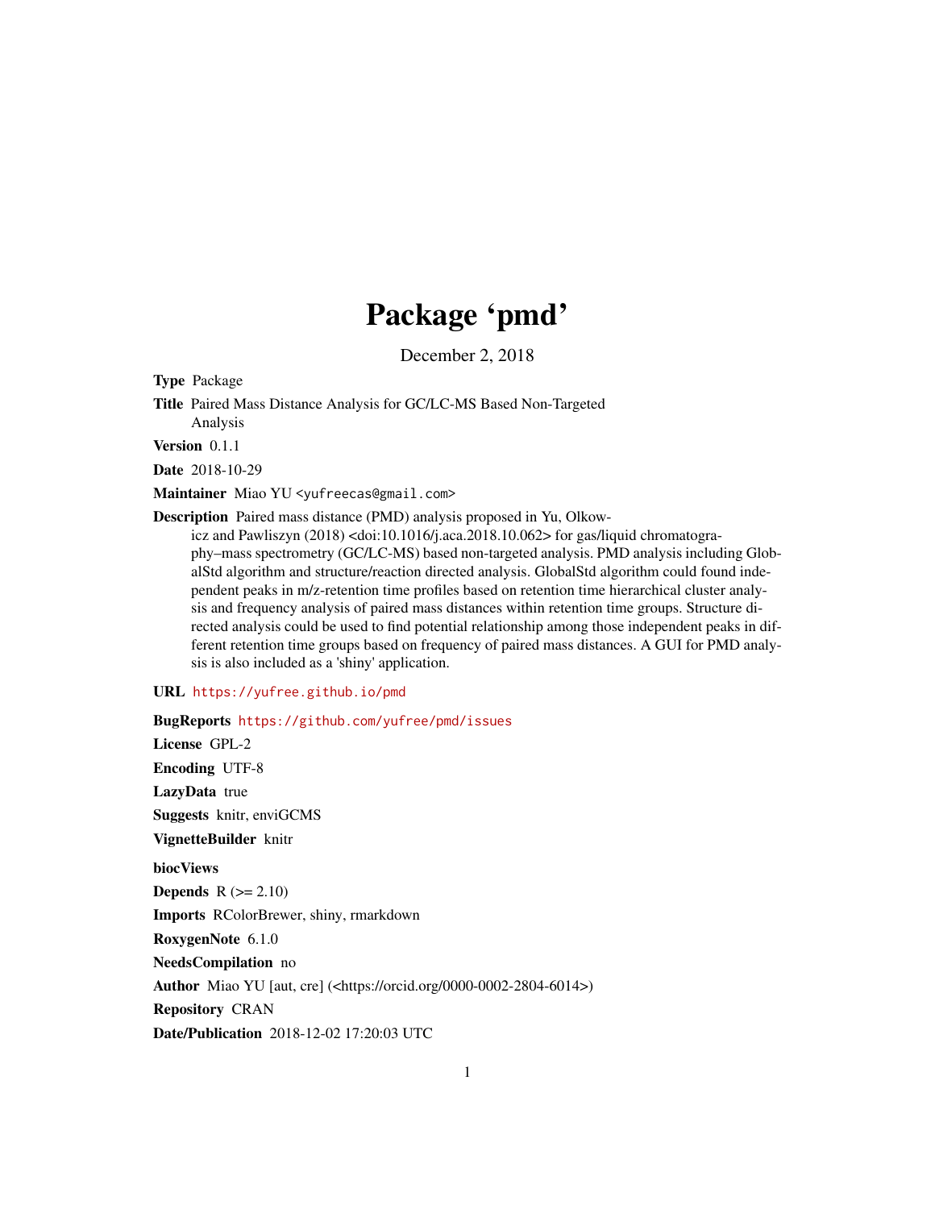# Package 'pmd'

December 2, 2018

**Type** Package

**Title** Paired Mass Distance Analysis for GC/LC-MS Based Non-Targeted Analysis

**Version** 0.1.1

**Date** 2018-10-29

**Maintainer** Miao YU <yufreecas@gmail.com>

**Description** Paired mass distance (PMD) analysis proposed in Yu, Olkowicz and Pawliszyn (2018) <doi:10.1016/j.aca.2018.10.062> for gas/liquid chromatography–mass spectrometry (GC/LC-MS) based non-targeted analysis. PMD analysis including GlobalStd algorithm and structure/reaction directed analysis. GlobalStd algorithm could found independent peaks in m/z-retention time profiles based on retention time hierarchical cluster analysis and frequency analysis of paired mass distances within retention time groups. Structure directed analysis could be used to find potential relationship among those independent peaks in different retention time groups based on frequency of paired mass distances. A GUI for PMD analysis is also included as a 'shiny' application.

**URL** https://yufree.github.io/pmd

**BugReports** https://github.com/yufree/pmd/issues

**License** GPL-2

**Encoding** UTF-8

**LazyData** true

**Suggests** knitr, enviGCMS

**VignetteBuilder** knitr

**biocViews**

**Depends** R (>= 2.10)

**Imports** RColorBrewer, shiny, rmarkdown

**RoxygenNote** 6.1.0

**NeedsCompilation** no

**Author** Miao YU [aut, cre] (<https://orcid.org/0000-0002-2804-6014>)

**Repository** CRAN

**Date/Publication** 2018-12-02 17:20:03 UTC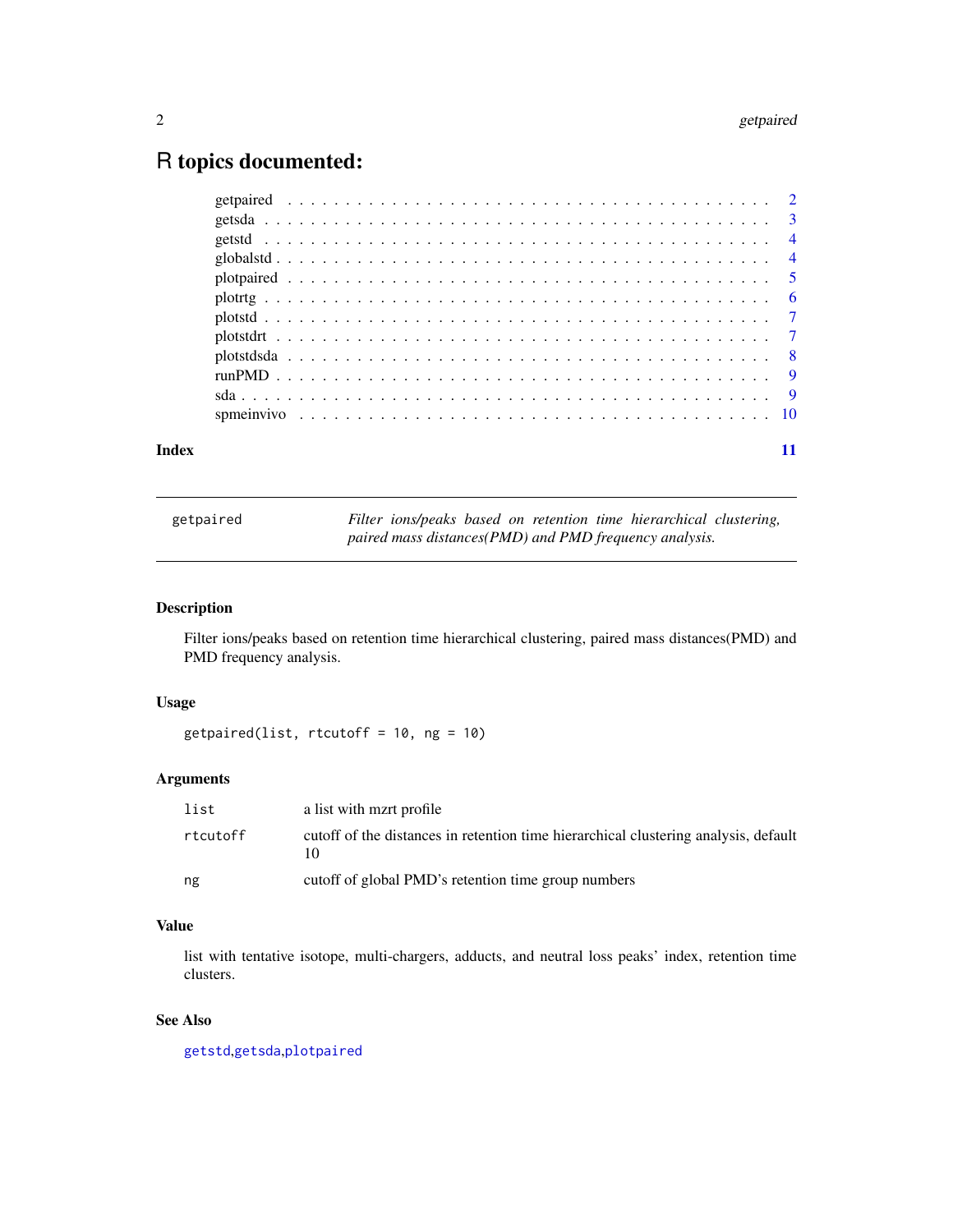# R topics documented:

| | |
|---|---|
| getpaired | 2 |
| getsda | 3 |
| getstd | 4 |
| globalstd | 4 |
| plotpaired | 5 |
| plotrtg | 6 |
| plotstd | 7 |
| plotstdrt | 7 |
| plotstdsda | 8 |
| runPMD | 9 |
| sda | 9 |
| spmeinvivo | 10 |
| **Index** | **11** |

---

`getpaired` — *Filter ions/peaks based on retention time hierarchical clustering, paired mass distances(PMD) and PMD frequency analysis.*

---

## Description

Filter ions/peaks based on retention time hierarchical clustering, paired mass distances(PMD) and PMD frequency analysis.

## Usage

```
getpaired(list, rtcutoff = 10, ng = 10)
```

## Arguments

| | |
|---|---|
| `list` | a list with mzrt profile |
| `rtcutoff` | cutoff of the distances in retention time hierarchical clustering analysis, default 10 |
| `ng` | cutoff of global PMD's retention time group numbers |

## Value

list with tentative isotope, multi-chargers, adducts, and neutral loss peaks' index, retention time clusters.

## See Also

`getstd`,`getsda`,`plotpaired`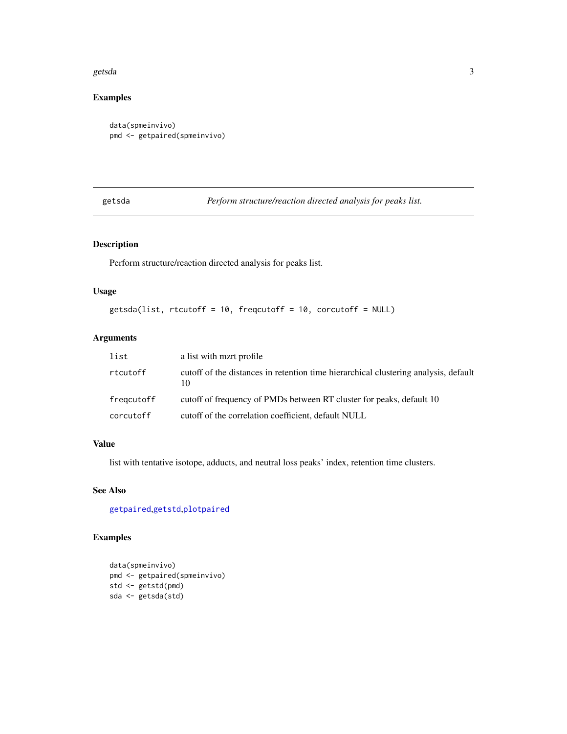## Examples

```
data(spmeinvivo)
pmd <- getpaired(spmeinvivo)
```

---

## getsda — *Perform structure/reaction directed analysis for peaks list.*

### Description

Perform structure/reaction directed analysis for peaks list.

### Usage

```
getsda(list, rtcutoff = 10, freqcutoff = 10, corcutoff = NULL)
```

### Arguments

| | |
|---|---|
| list | a list with mzrt profile |
| rtcutoff | cutoff of the distances in retention time hierarchical clustering analysis, default 10 |
| freqcutoff | cutoff of frequency of PMDs between RT cluster for peaks, default 10 |
| corcutoff | cutoff of the correlation coefficient, default NULL |

### Value

list with tentative isotope, adducts, and neutral loss peaks' index, retention time clusters.

### See Also

getpaired,getstd,plotpaired

### Examples

```
data(spmeinvivo)
pmd <- getpaired(spmeinvivo)
std <- getstd(pmd)
sda <- getsda(std)
```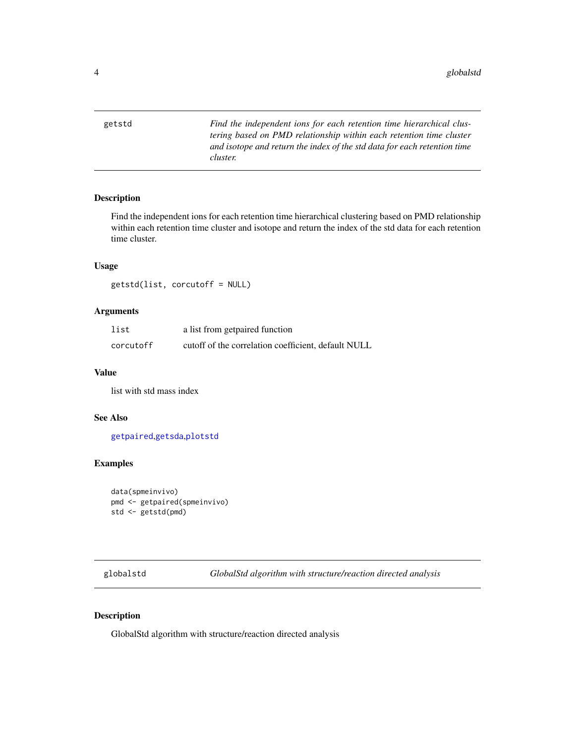## getstd

*Find the independent ions for each retention time hierarchical clustering based on PMD relationship within each retention time cluster and isotope and return the index of the std data for each retention time cluster.*

### Description

Find the independent ions for each retention time hierarchical clustering based on PMD relationship within each retention time cluster and isotope and return the index of the std data for each retention time cluster.

### Usage

```
getstd(list, corcutoff = NULL)
```

### Arguments

| | |
|---|---|
| list | a list from getpaired function |
| corcutoff | cutoff of the correlation coefficient, default NULL |

### Value

list with std mass index

### See Also

getpaired,getsda,plotstd

### Examples

```
data(spmeinvivo)
pmd <- getpaired(spmeinvivo)
std <- getstd(pmd)
```

## globalstd

*GlobalStd algorithm with structure/reaction directed analysis*

### Description

GlobalStd algorithm with structure/reaction directed analysis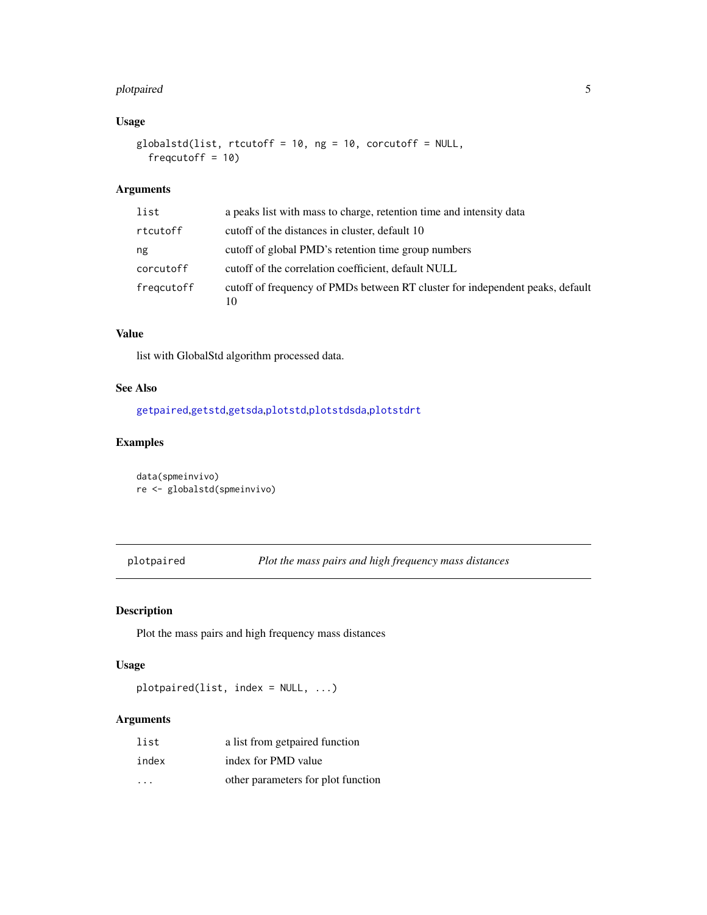### Usage

```
globalstd(list, rtcutoff = 10, ng = 10, corcutoff = NULL,
  freqcutoff = 10)
```

### Arguments

| | |
|---|---|
| list | a peaks list with mass to charge, retention time and intensity data |
| rtcutoff | cutoff of the distances in cluster, default 10 |
| ng | cutoff of global PMD's retention time group numbers |
| corcutoff | cutoff of the correlation coefficient, default NULL |
| freqcutoff | cutoff of frequency of PMDs between RT cluster for independent peaks, default 10 |

### Value

list with GlobalStd algorithm processed data.

### See Also

getpaired,getstd,getsda,plotstd,plotstdsda,plotstdrt

### Examples

```
data(spmeinvivo)
re <- globalstd(spmeinvivo)
```

---

## plotpaired *Plot the mass pairs and high frequency mass distances*

### Description

Plot the mass pairs and high frequency mass distances

### Usage

```
plotpaired(list, index = NULL, ...)
```

### Arguments

| | |
|---|---|
| list | a list from getpaired function |
| index | index for PMD value |
| ... | other parameters for plot function |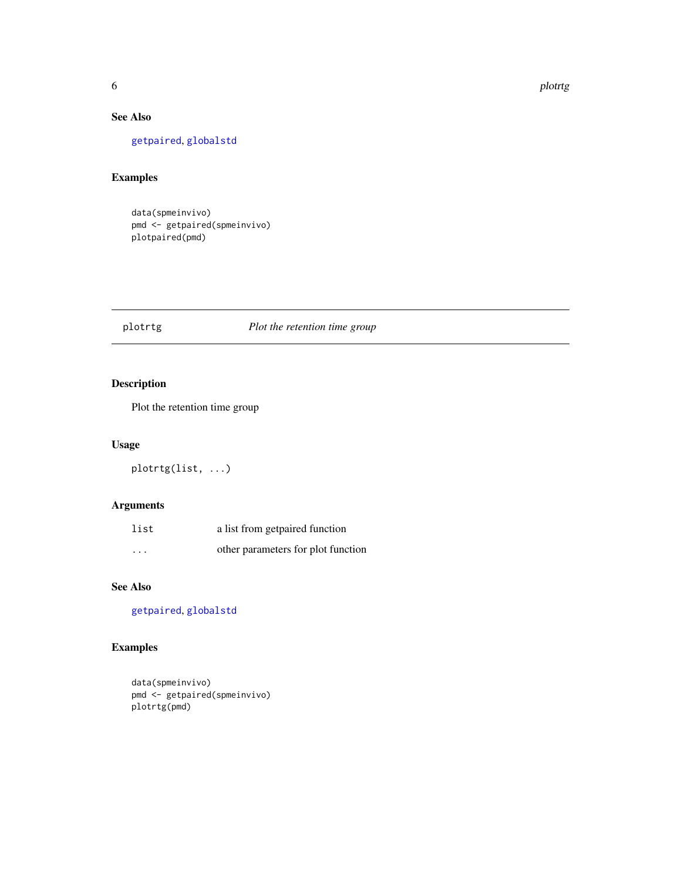## See Also

getpaired, globalstd

## Examples

```
data(spmeinvivo)
pmd <- getpaired(spmeinvivo)
plotpaired(pmd)
```

---

# plotrtg — *Plot the retention time group*

## Description

Plot the retention time group

## Usage

```
plotrtg(list, ...)
```

## Arguments

| | |
|---|---|
| list | a list from getpaired function |
| ... | other parameters for plot function |

## See Also

getpaired, globalstd

## Examples

```
data(spmeinvivo)
pmd <- getpaired(spmeinvivo)
plotrtg(pmd)
```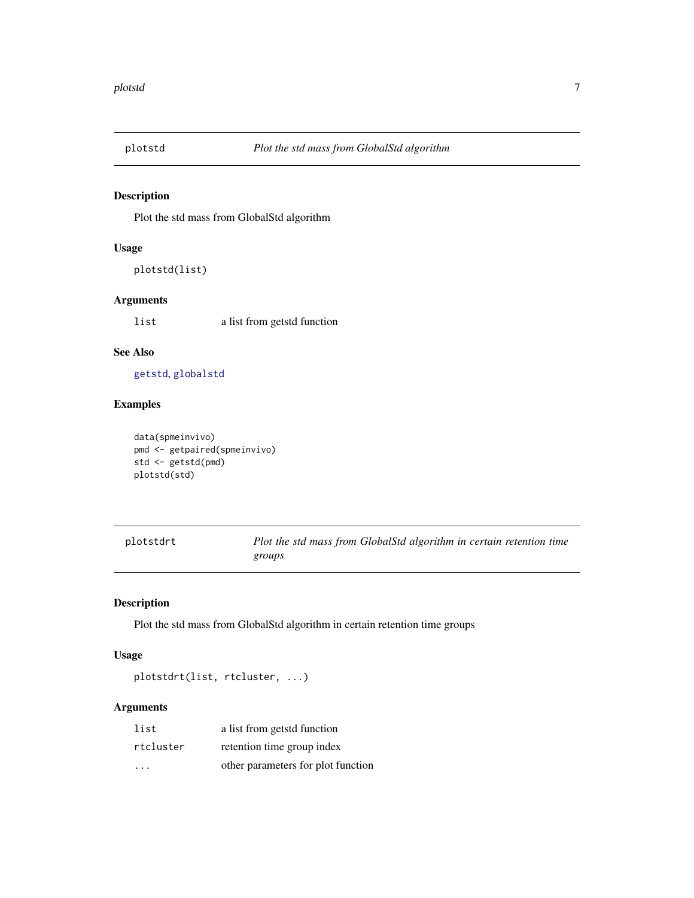## plotstd — *Plot the std mass from GlobalStd algorithm*

### Description

Plot the std mass from GlobalStd algorithm

### Usage

```
plotstd(list)
```

### Arguments

| | |
|---|---|
| list | a list from getstd function |

### See Also

getstd, globalstd

### Examples

```
data(spmeinvivo)
pmd <- getpaired(spmeinvivo)
std <- getstd(pmd)
plotstd(std)
```

## plotstdrt — *Plot the std mass from GlobalStd algorithm in certain retention time groups*

### Description

Plot the std mass from GlobalStd algorithm in certain retention time groups

### Usage

```
plotstdrt(list, rtcluster, ...)
```

### Arguments

| | |
|---|---|
| list | a list from getstd function |
| rtcluster | retention time group index |
| ... | other parameters for plot function |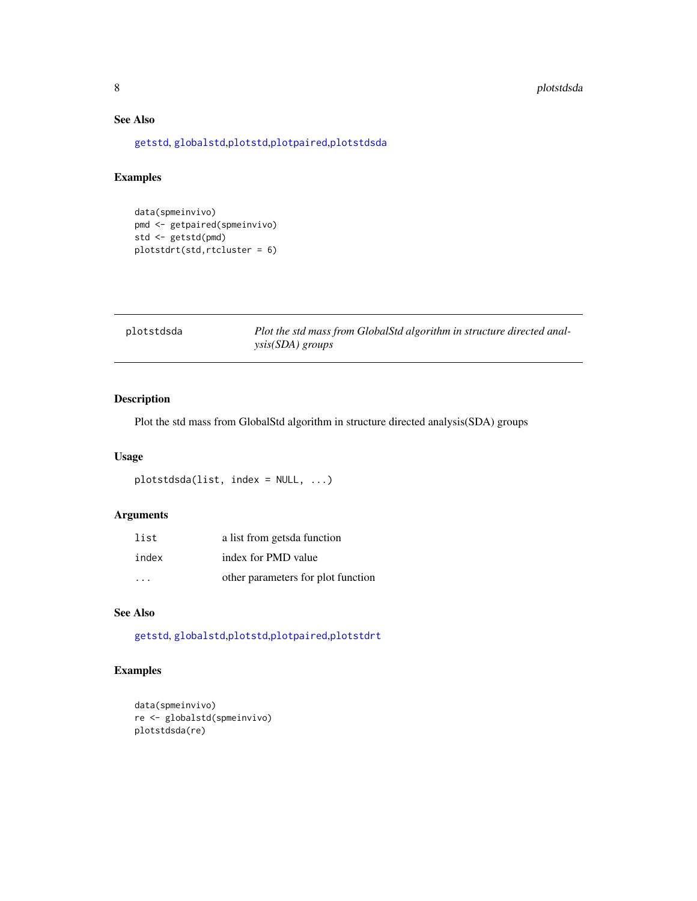### See Also

getstd, globalstd,plotstd,plotpaired,plotstdsda

### Examples

```
data(spmeinvivo)
pmd <- getpaired(spmeinvivo)
std <- getstd(pmd)
plotstdrt(std,rtcluster = 6)
```

---

## plotstdsda — *Plot the std mass from GlobalStd algorithm in structure directed analysis(SDA) groups*

---

### Description

Plot the std mass from GlobalStd algorithm in structure directed analysis(SDA) groups

### Usage

```
plotstdsda(list, index = NULL, ...)
```

### Arguments

| | |
|---|---|
| list | a list from getsda function |
| index | index for PMD value |
| ... | other parameters for plot function |

### See Also

getstd, globalstd,plotstd,plotpaired,plotstdrt

### Examples

```
data(spmeinvivo)
re <- globalstd(spmeinvivo)
plotstdsda(re)
```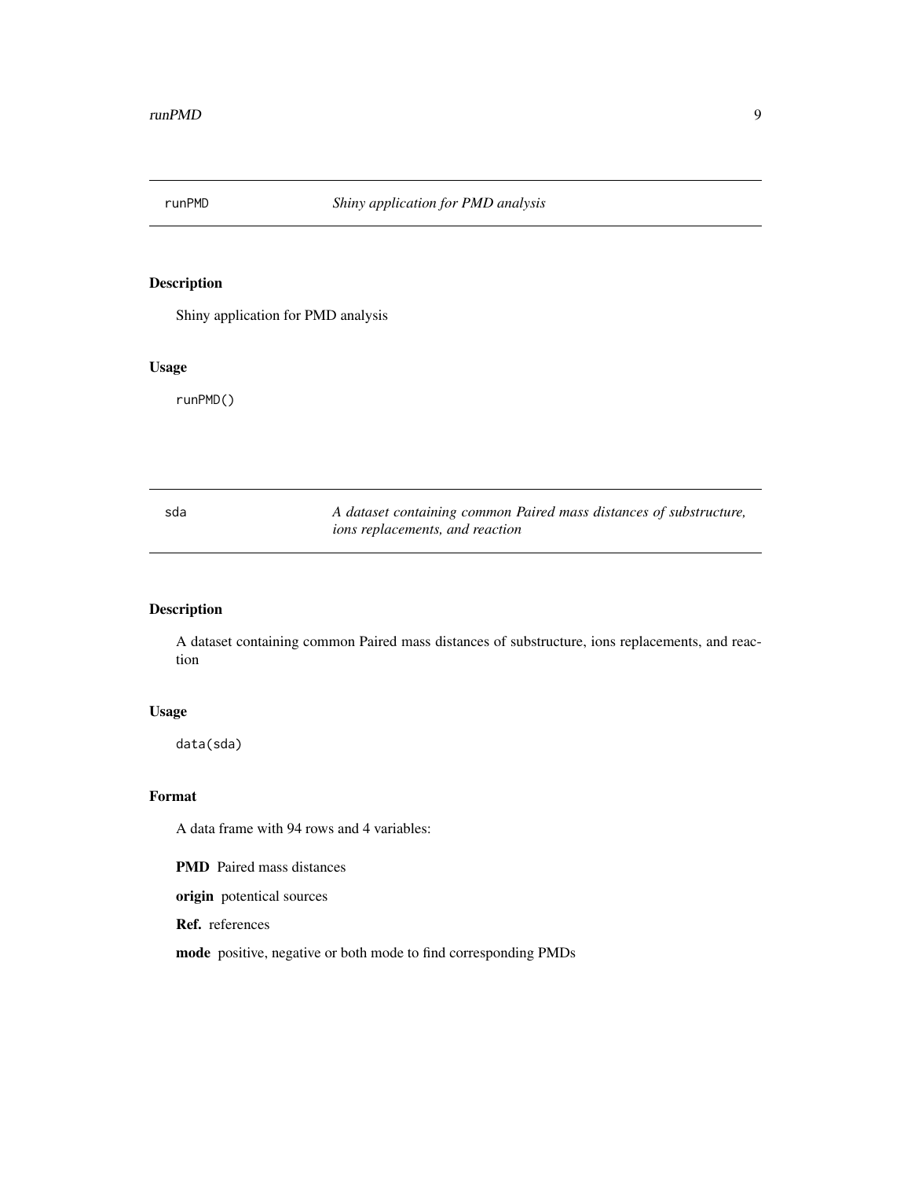## runPMD — *Shiny application for PMD analysis*

### Description

Shiny application for PMD analysis

### Usage

```
runPMD()
```

## sda — *A dataset containing common Paired mass distances of substructure, ions replacements, and reaction*

### Description

A dataset containing common Paired mass distances of substructure, ions replacements, and reaction

### Usage

```
data(sda)
```

### Format

A data frame with 94 rows and 4 variables:

**PMD** Paired mass distances

**origin** potentical sources

**Ref.** references

**mode** positive, negative or both mode to find corresponding PMDs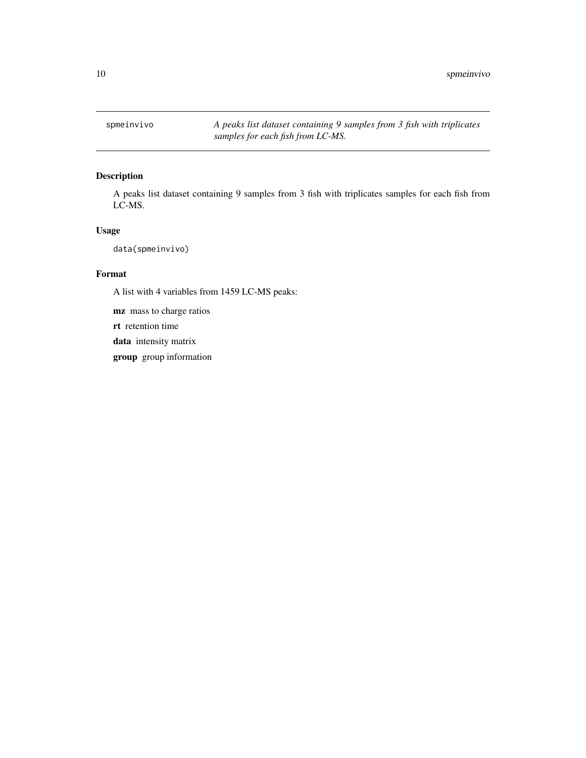# spmeinvivo

*A peaks list dataset containing 9 samples from 3 fish with triplicates samples for each fish from LC-MS.*

## Description

A peaks list dataset containing 9 samples from 3 fish with triplicates samples for each fish from LC-MS.

## Usage

```
data(spmeinvivo)
```

## Format

A list with 4 variables from 1459 LC-MS peaks:

**mz** mass to charge ratios

**rt** retention time

**data** intensity matrix

**group** group information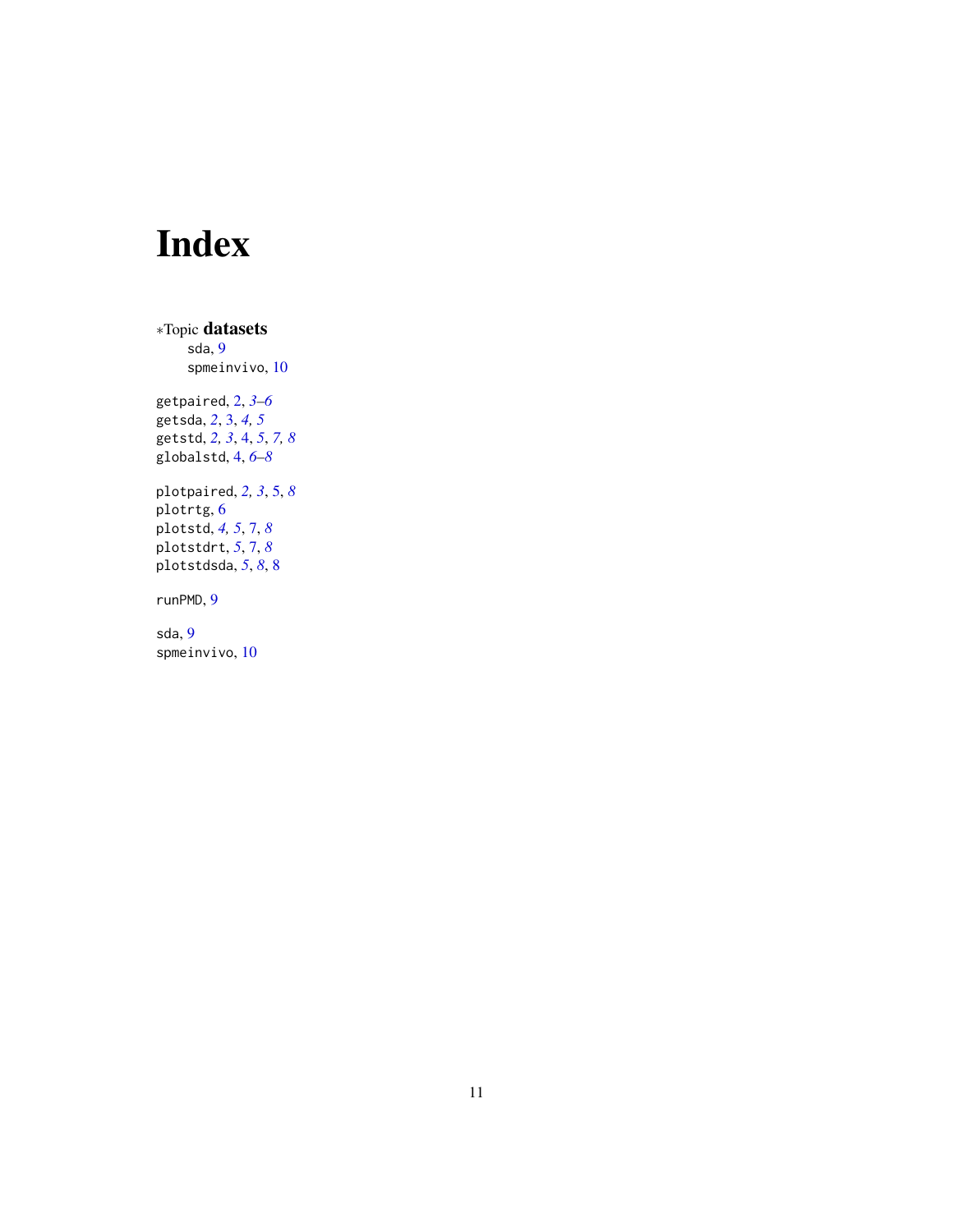# Index

*Topic **datasets**
  sda, 9
  spmeinvivo, 10

getpaired, 2, *3–6*
getsda, *2*, 3, *4, 5*
getstd, *2, 3*, 4, *5*, *7, 8*
globalstd, 4, *6–8*

plotpaired, *2, 3*, 5, *8*
plotrtg, 6
plotstd, *4, 5*, 7, *8*
plotstdrt, *5*, 7, *8*
plotstdsda, *5*, *8*, 8

runPMD, 9

sda, 9
spmeinvivo, 10